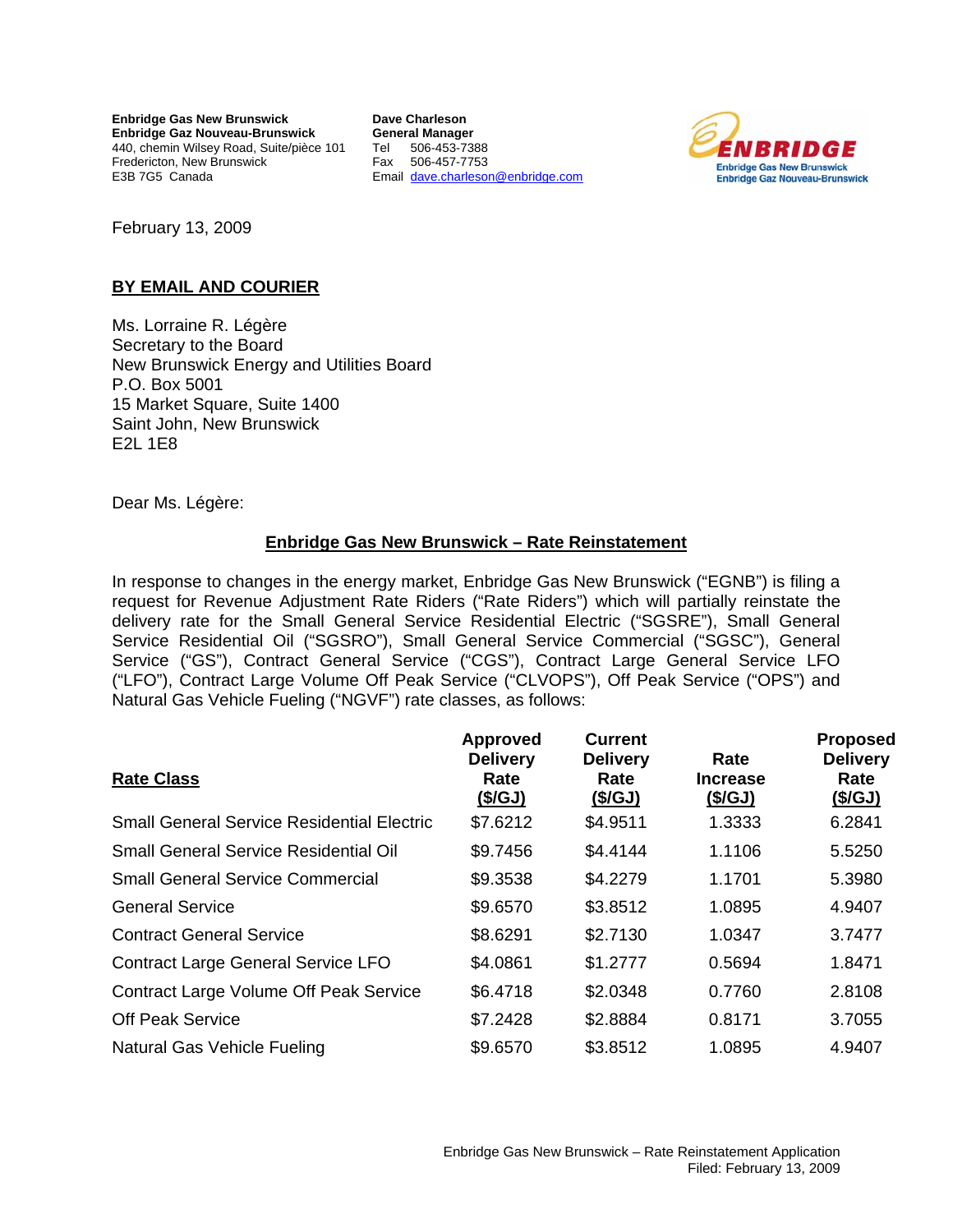**Enbridge Gas New Brunswick**
**Enbridge Gaz Nouveau-Brunswick**
440, chemin Wilsey Road, Suite/pièce 101
Fredericton, New Brunswick
E3B 7G5 Canada

**Dave Charleson**
**General Manager**
Tel 506-453-7388
Fax 506-457-7753
Email dave.charleson@enbridge.com

February 13, 2009

**BY EMAIL AND COURIER**

Ms. Lorraine R. Légère
Secretary to the Board
New Brunswick Energy and Utilities Board
P.O. Box 5001
15 Market Square, Suite 1400
Saint John, New Brunswick
E2L 1E8

Dear Ms. Légère:

**Enbridge Gas New Brunswick – Rate Reinstatement**

In response to changes in the energy market, Enbridge Gas New Brunswick ("EGNB") is filing a request for Revenue Adjustment Rate Riders ("Rate Riders") which will partially reinstate the delivery rate for the Small General Service Residential Electric ("SGSRE"), Small General Service Residential Oil ("SGSRO"), Small General Service Commercial ("SGSC"), General Service ("GS"), Contract General Service ("CGS"), Contract Large General Service LFO ("LFO"), Contract Large Volume Off Peak Service ("CLVOPS"), Off Peak Service ("OPS") and Natural Gas Vehicle Fueling ("NGVF") rate classes, as follows:

| Rate Class | Approved Delivery Rate ($/GJ) | Current Delivery Rate ($/GJ) | Rate Increase ($/GJ) | Proposed Delivery Rate ($/GJ) |
|---|---|---|---|---|
| Small General Service Residential Electric | $7.6212 | $4.9511 | 1.3333 | 6.2841 |
| Small General Service Residential Oil | $9.7456 | $4.4144 | 1.1106 | 5.5250 |
| Small General Service Commercial | $9.3538 | $4.2279 | 1.1701 | 5.3980 |
| General Service | $9.6570 | $3.8512 | 1.0895 | 4.9407 |
| Contract General Service | $8.6291 | $2.7130 | 1.0347 | 3.7477 |
| Contract Large General Service LFO | $4.0861 | $1.2777 | 0.5694 | 1.8471 |
| Contract Large Volume Off Peak Service | $6.4718 | $2.0348 | 0.7760 | 2.8108 |
| Off Peak Service | $7.2428 | $2.8884 | 0.8171 | 3.7055 |
| Natural Gas Vehicle Fueling | $9.6570 | $3.8512 | 1.0895 | 4.9407 |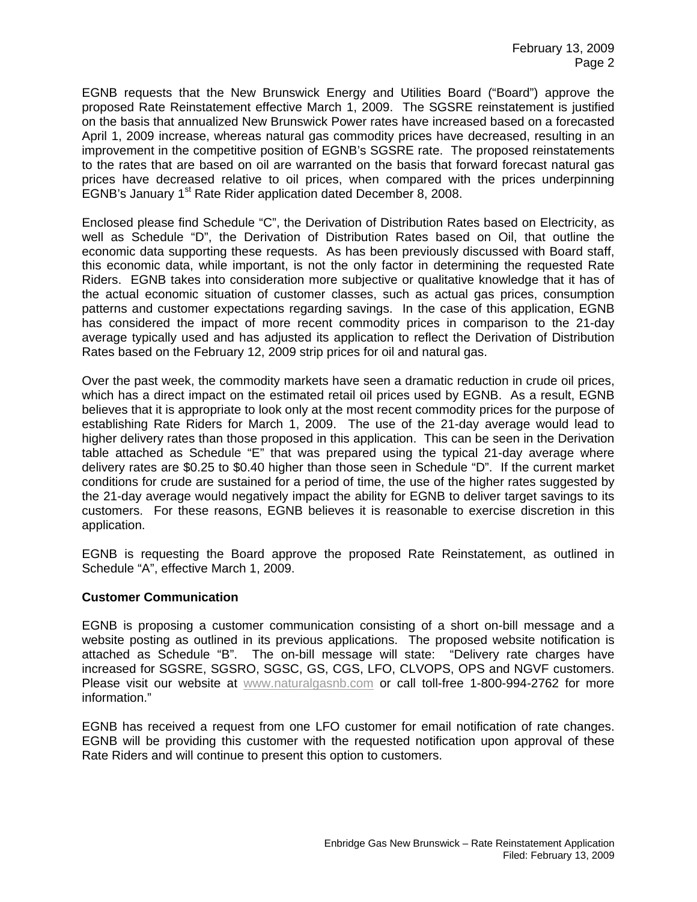EGNB requests that the New Brunswick Energy and Utilities Board ("Board") approve the proposed Rate Reinstatement effective March 1, 2009. The SGSRE reinstatement is justified on the basis that annualized New Brunswick Power rates have increased based on a forecasted April 1, 2009 increase, whereas natural gas commodity prices have decreased, resulting in an improvement in the competitive position of EGNB's SGSRE rate. The proposed reinstatements to the rates that are based on oil are warranted on the basis that forward forecast natural gas prices have decreased relative to oil prices, when compared with the prices underpinning EGNB's January 1st Rate Rider application dated December 8, 2008.

Enclosed please find Schedule "C", the Derivation of Distribution Rates based on Electricity, as well as Schedule "D", the Derivation of Distribution Rates based on Oil, that outline the economic data supporting these requests. As has been previously discussed with Board staff, this economic data, while important, is not the only factor in determining the requested Rate Riders. EGNB takes into consideration more subjective or qualitative knowledge that it has of the actual economic situation of customer classes, such as actual gas prices, consumption patterns and customer expectations regarding savings. In the case of this application, EGNB has considered the impact of more recent commodity prices in comparison to the 21-day average typically used and has adjusted its application to reflect the Derivation of Distribution Rates based on the February 12, 2009 strip prices for oil and natural gas.

Over the past week, the commodity markets have seen a dramatic reduction in crude oil prices, which has a direct impact on the estimated retail oil prices used by EGNB. As a result, EGNB believes that it is appropriate to look only at the most recent commodity prices for the purpose of establishing Rate Riders for March 1, 2009. The use of the 21-day average would lead to higher delivery rates than those proposed in this application. This can be seen in the Derivation table attached as Schedule "E" that was prepared using the typical 21-day average where delivery rates are $0.25 to $0.40 higher than those seen in Schedule "D". If the current market conditions for crude are sustained for a period of time, the use of the higher rates suggested by the 21-day average would negatively impact the ability for EGNB to deliver target savings to its customers. For these reasons, EGNB believes it is reasonable to exercise discretion in this application.

EGNB is requesting the Board approve the proposed Rate Reinstatement, as outlined in Schedule "A", effective March 1, 2009.

**Customer Communication**

EGNB is proposing a customer communication consisting of a short on-bill message and a website posting as outlined in its previous applications. The proposed website notification is attached as Schedule "B". The on-bill message will state: "Delivery rate charges have increased for SGSRE, SGSRO, SGSC, GS, CGS, LFO, CLVOPS, OPS and NGVF customers. Please visit our website at www.naturalgasnb.com or call toll-free 1-800-994-2762 for more information."

EGNB has received a request from one LFO customer for email notification of rate changes. EGNB will be providing this customer with the requested notification upon approval of these Rate Riders and will continue to present this option to customers.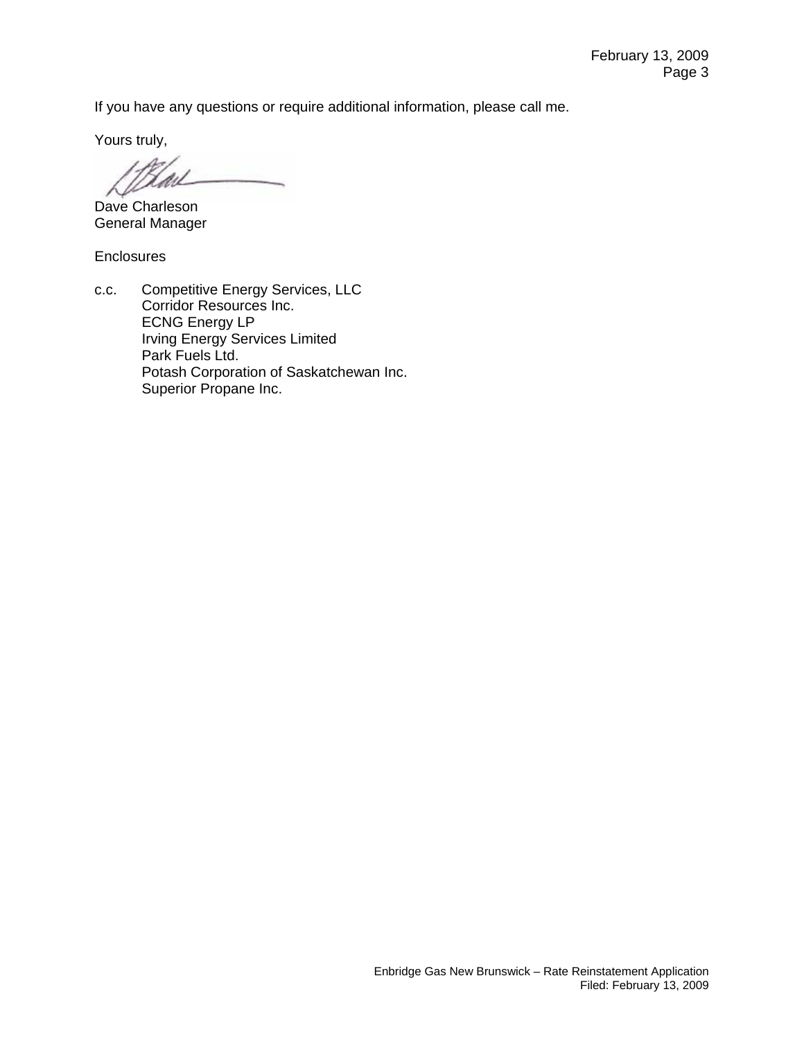If you have any questions or require additional information, please call me.

Yours truly,

Dave Charleson
General Manager

Enclosures

c.c. Competitive Energy Services, LLC
Corridor Resources Inc.
ECNG Energy LP
Irving Energy Services Limited
Park Fuels Ltd.
Potash Corporation of Saskatchewan Inc.
Superior Propane Inc.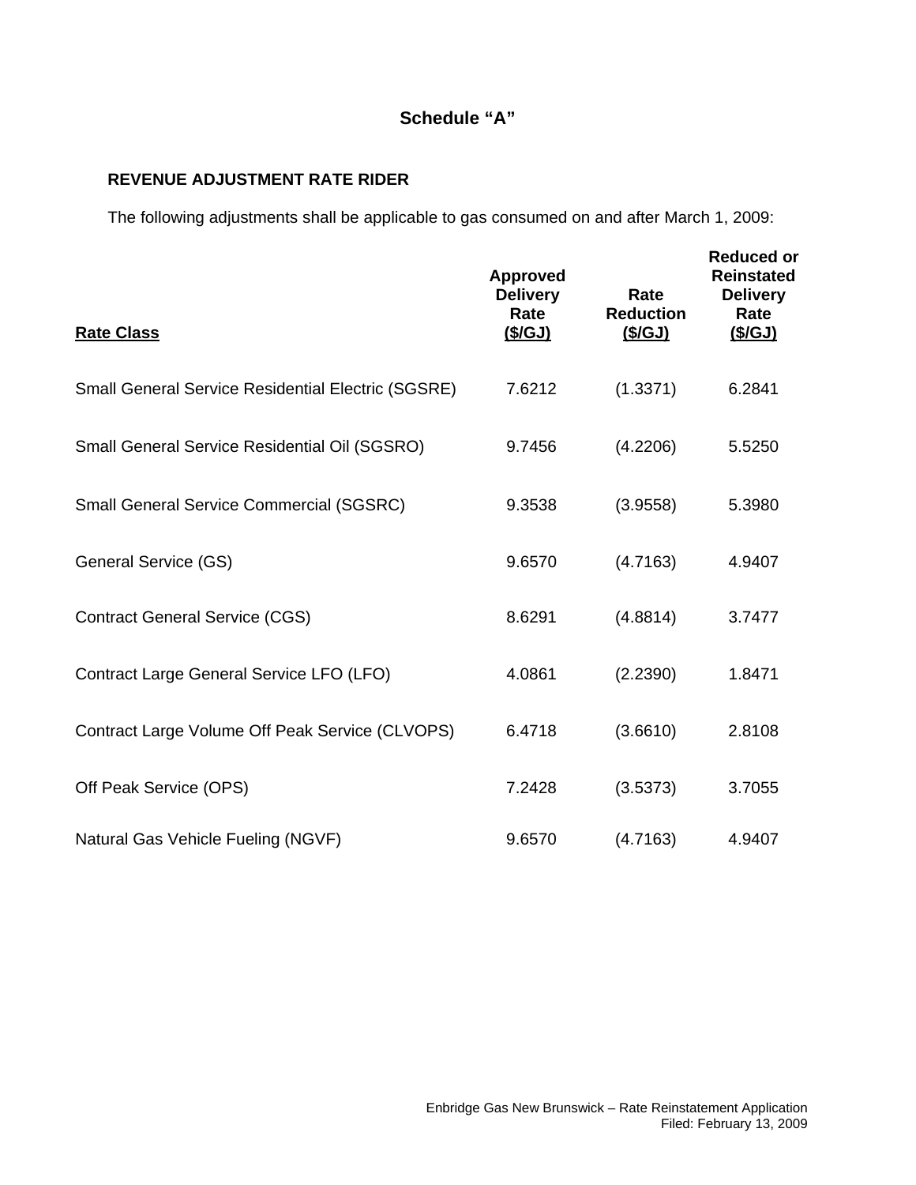# Schedule “A”

## REVENUE ADJUSTMENT RATE RIDER

The following adjustments shall be applicable to gas consumed on and after March 1, 2009:

| Rate Class | Approved Delivery Rate (\$/GJ) | Rate Reduction (\$/GJ) | Reduced or Reinstated Delivery Rate (\$/GJ) |
|---|---|---|---|
| Small General Service Residential Electric (SGSRE) | 7.6212 | (1.3371) | 6.2841 |
| Small General Service Residential Oil (SGSRO) | 9.7456 | (4.2206) | 5.5250 |
| Small General Service Commercial (SGSRC) | 9.3538 | (3.9558) | 5.3980 |
| General Service (GS) | 9.6570 | (4.7163) | 4.9407 |
| Contract General Service (CGS) | 8.6291 | (4.8814) | 3.7477 |
| Contract Large General Service LFO (LFO) | 4.0861 | (2.2390) | 1.8471 |
| Contract Large Volume Off Peak Service (CLVOPS) | 6.4718 | (3.6610) | 2.8108 |
| Off Peak Service (OPS) | 7.2428 | (3.5373) | 3.7055 |
| Natural Gas Vehicle Fueling (NGVF) | 9.6570 | (4.7163) | 4.9407 |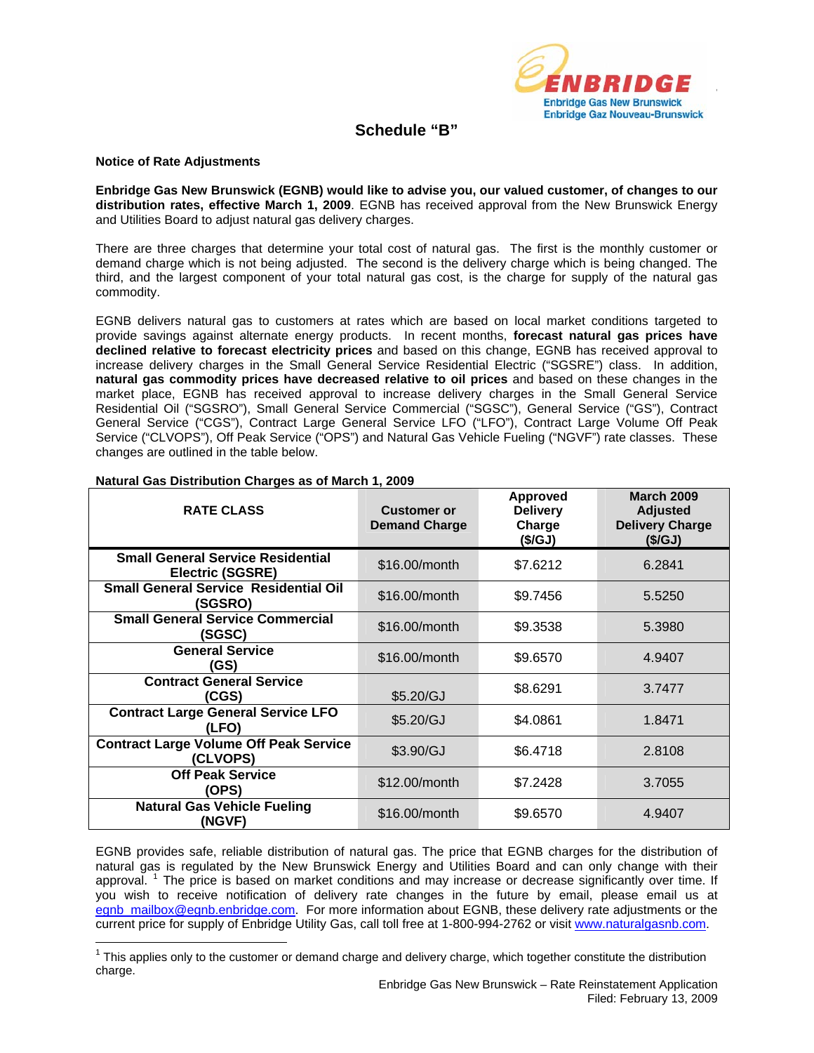ENBRIDGE
Enbridge Gas New Brunswick
Enbridge Gaz Nouveau-Brunswick

# Schedule "B"

**Notice of Rate Adjustments**

**Enbridge Gas New Brunswick (EGNB) would like to advise you, our valued customer, of changes to our distribution rates, effective March 1, 2009**. EGNB has received approval from the New Brunswick Energy and Utilities Board to adjust natural gas delivery charges.

There are three charges that determine your total cost of natural gas. The first is the monthly customer or demand charge which is not being adjusted. The second is the delivery charge which is being changed. The third, and the largest component of your total natural gas cost, is the charge for supply of the natural gas commodity.

EGNB delivers natural gas to customers at rates which are based on local market conditions targeted to provide savings against alternate energy products. In recent months, **forecast natural gas prices have declined relative to forecast electricity prices** and based on this change, EGNB has received approval to increase delivery charges in the Small General Service Residential Electric ("SGSRE") class. In addition, **natural gas commodity prices have decreased relative to oil prices** and based on these changes in the market place, EGNB has received approval to increase delivery charges in the Small General Service Residential Oil ("SGSRO"), Small General Service Commercial ("SGSC"), General Service ("GS"), Contract General Service ("CGS"), Contract Large General Service LFO ("LFO"), Contract Large Volume Off Peak Service ("CLVOPS"), Off Peak Service ("OPS") and Natural Gas Vehicle Fueling ("NGVF") rate classes. These changes are outlined in the table below.

**Natural Gas Distribution Charges as of March 1, 2009**

| RATE CLASS | Customer or Demand Charge | Approved Delivery Charge ($/GJ) | March 2009 Adjusted Delivery Charge ($/GJ) |
|---|---|---|---|
| **Small General Service Residential Electric (SGSRE)** | $16.00/month | $7.6212 | 6.2841 |
| **Small General Service Residential Oil (SGSRO)** | $16.00/month | $9.7456 | 5.5250 |
| **Small General Service Commercial (SGSC)** | $16.00/month | $9.3538 | 5.3980 |
| **General Service (GS)** | $16.00/month | $9.6570 | 4.9407 |
| **Contract General Service (CGS)** | $5.20/GJ | $8.6291 | 3.7477 |
| **Contract Large General Service LFO (LFO)** | $5.20/GJ | $4.0861 | 1.8471 |
| **Contract Large Volume Off Peak Service (CLVOPS)** | $3.90/GJ | $6.4718 | 2.8108 |
| **Off Peak Service (OPS)** | $12.00/month | $7.2428 | 3.7055 |
| **Natural Gas Vehicle Fueling (NGVF)** | $16.00/month | $9.6570 | 4.9407 |

EGNB provides safe, reliable distribution of natural gas. The price that EGNB charges for the distribution of natural gas is regulated by the New Brunswick Energy and Utilities Board and can only change with their approval. [1] The price is based on market conditions and may increase or decrease significantly over time. If you wish to receive notification of delivery rate changes in the future by email, please email us at egnb_mailbox@egnb.enbridge.com. For more information about EGNB, these delivery rate adjustments or the current price for supply of Enbridge Utility Gas, call toll free at 1-800-994-2762 or visit www.naturalgasnb.com.

[1] This applies only to the customer or demand charge and delivery charge, which together constitute the distribution charge.

Enbridge Gas New Brunswick – Rate Reinstatement Application
Filed: February 13, 2009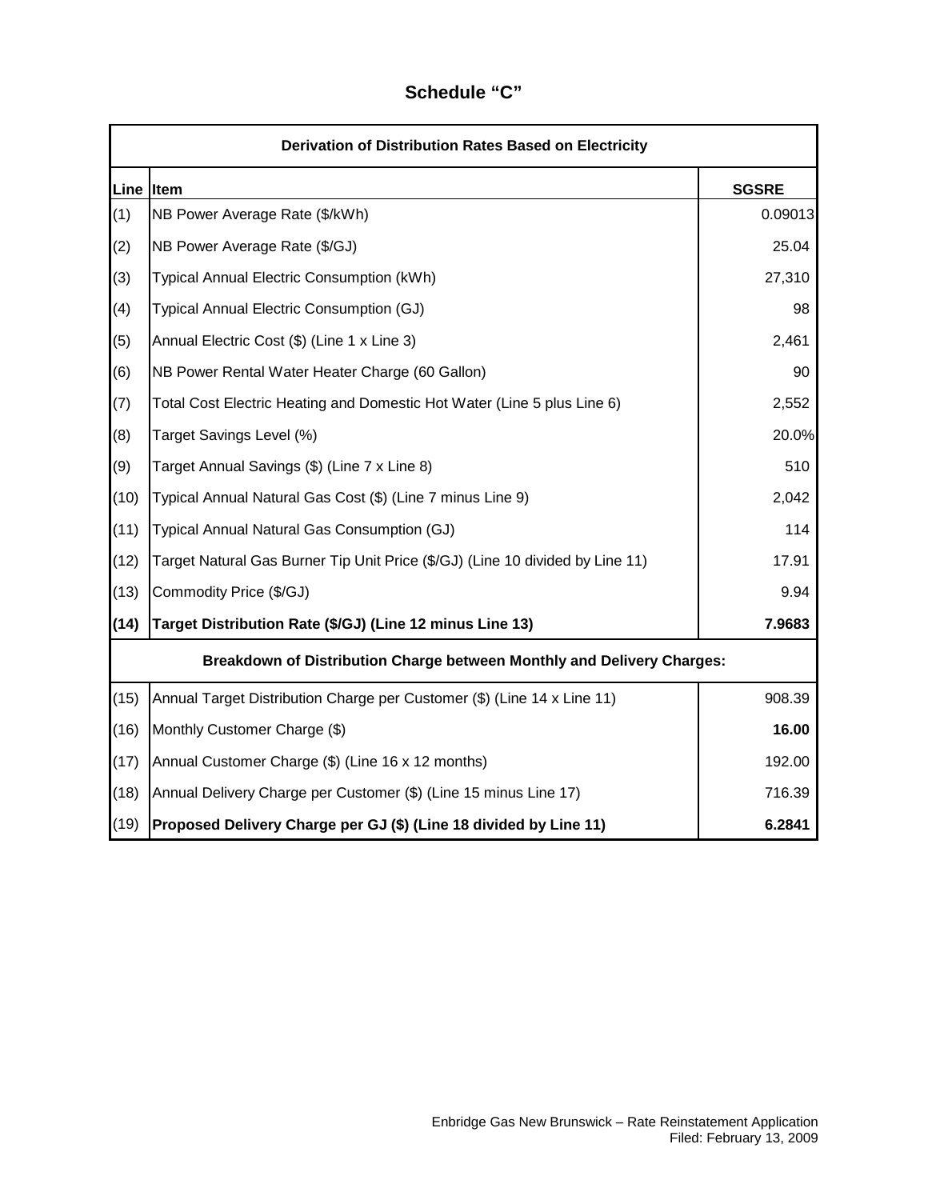# Schedule "C"

| Derivation of Distribution Rates Based on Electricity | | |
|---|---|---|
| **Line** | **Item** | **SGSRE** |
| (1) | NB Power Average Rate ($/kWh) | 0.09013 |
| (2) | NB Power Average Rate ($/GJ) | 25.04 |
| (3) | Typical Annual Electric Consumption (kWh) | 27,310 |
| (4) | Typical Annual Electric Consumption (GJ) | 98 |
| (5) | Annual Electric Cost ($) (Line 1 x Line 3) | 2,461 |
| (6) | NB Power Rental Water Heater Charge (60 Gallon) | 90 |
| (7) | Total Cost Electric Heating and Domestic Hot Water (Line 5 plus Line 6) | 2,552 |
| (8) | Target Savings Level (%) | 20.0% |
| (9) | Target Annual Savings ($) (Line 7 x Line 8) | 510 |
| (10) | Typical Annual Natural Gas Cost ($) (Line 7 minus Line 9) | 2,042 |
| (11) | Typical Annual Natural Gas Consumption (GJ) | 114 |
| (12) | Target Natural Gas Burner Tip Unit Price ($/GJ) (Line 10 divided by Line 11) | 17.91 |
| (13) | Commodity Price ($/GJ) | 9.94 |
| **(14)** | **Target Distribution Rate ($/GJ) (Line 12 minus Line 13)** | **7.9683** |
| | **Breakdown of Distribution Charge between Monthly and Delivery Charges:** | |
| (15) | Annual Target Distribution Charge per Customer ($) (Line 14 x Line 11) | 908.39 |
| (16) | Monthly Customer Charge ($) | **16.00** |
| (17) | Annual Customer Charge ($) (Line 16 x 12 months) | 192.00 |
| (18) | Annual Delivery Charge per Customer ($) (Line 15 minus Line 17) | 716.39 |
| (19) | **Proposed Delivery Charge per GJ ($) (Line 18 divided by Line 11)** | **6.2841** |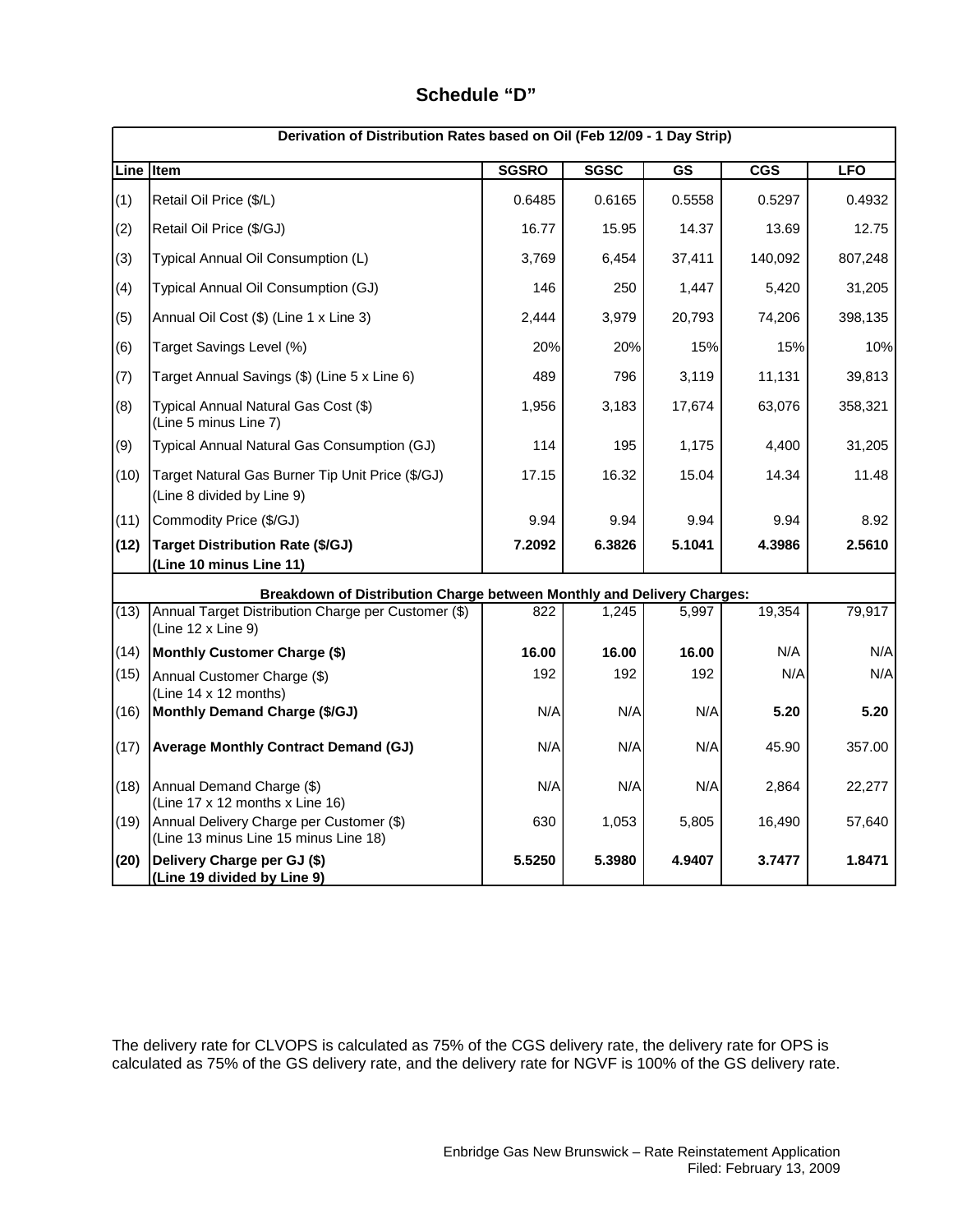# Schedule "D"

| Derivation of Distribution Rates based on Oil (Feb 12/09 - 1 Day Strip) | | | | | | |
|---|---|---|---|---|---|---|
| **Line** | **Item** | **SGSRO** | **SGSC** | **GS** | **CGS** | **LFO** |
| (1) | Retail Oil Price ($/L) | 0.6485 | 0.6165 | 0.5558 | 0.5297 | 0.4932 |
| (2) | Retail Oil Price ($/GJ) | 16.77 | 15.95 | 14.37 | 13.69 | 12.75 |
| (3) | Typical Annual Oil Consumption (L) | 3,769 | 6,454 | 37,411 | 140,092 | 807,248 |
| (4) | Typical Annual Oil Consumption (GJ) | 146 | 250 | 1,447 | 5,420 | 31,205 |
| (5) | Annual Oil Cost ($) (Line 1 x Line 3) | 2,444 | 3,979 | 20,793 | 74,206 | 398,135 |
| (6) | Target Savings Level (%) | 20% | 20% | 15% | 15% | 10% |
| (7) | Target Annual Savings ($) (Line 5 x Line 6) | 489 | 796 | 3,119 | 11,131 | 39,813 |
| (8) | Typical Annual Natural Gas Cost ($) (Line 5 minus Line 7) | 1,956 | 3,183 | 17,674 | 63,076 | 358,321 |
| (9) | Typical Annual Natural Gas Consumption (GJ) | 114 | 195 | 1,175 | 4,400 | 31,205 |
| (10) | Target Natural Gas Burner Tip Unit Price ($/GJ) (Line 8 divided by Line 9) | 17.15 | 16.32 | 15.04 | 14.34 | 11.48 |
| (11) | Commodity Price ($/GJ) | 9.94 | 9.94 | 9.94 | 9.94 | 8.92 |
| **(12)** | **Target Distribution Rate ($/GJ) (Line 10 minus Line 11)** | **7.2092** | **6.3826** | **5.1041** | **4.3986** | **2.5610** |
| **Breakdown of Distribution Charge between Monthly and Delivery Charges:** | | | | | | |
| (13) | Annual Target Distribution Charge per Customer ($) (Line 12 x Line 9) | 822 | 1,245 | 5,997 | 19,354 | 79,917 |
| (14) | **Monthly Customer Charge ($)** | **16.00** | **16.00** | **16.00** | N/A | N/A |
| (15) | Annual Customer Charge ($) (Line 14 x 12 months) | 192 | 192 | 192 | N/A | N/A |
| (16) | **Monthly Demand Charge ($/GJ)** | N/A | N/A | N/A | **5.20** | **5.20** |
| (17) | **Average Monthly Contract Demand (GJ)** | N/A | N/A | N/A | 45.90 | 357.00 |
| (18) | Annual Demand Charge ($) (Line 17 x 12 months x Line 16) | N/A | N/A | N/A | 2,864 | 22,277 |
| (19) | Annual Delivery Charge per Customer ($) (Line 13 minus Line 15 minus Line 18) | 630 | 1,053 | 5,805 | 16,490 | 57,640 |
| **(20)** | **Delivery Charge per GJ ($) (Line 19 divided by Line 9)** | **5.5250** | **5.3980** | **4.9407** | **3.7477** | **1.8471** |

The delivery rate for CLVOPS is calculated as 75% of the CGS delivery rate, the delivery rate for OPS is calculated as 75% of the GS delivery rate, and the delivery rate for NGVF is 100% of the GS delivery rate.

Enbridge Gas New Brunswick – Rate Reinstatement Application
Filed: February 13, 2009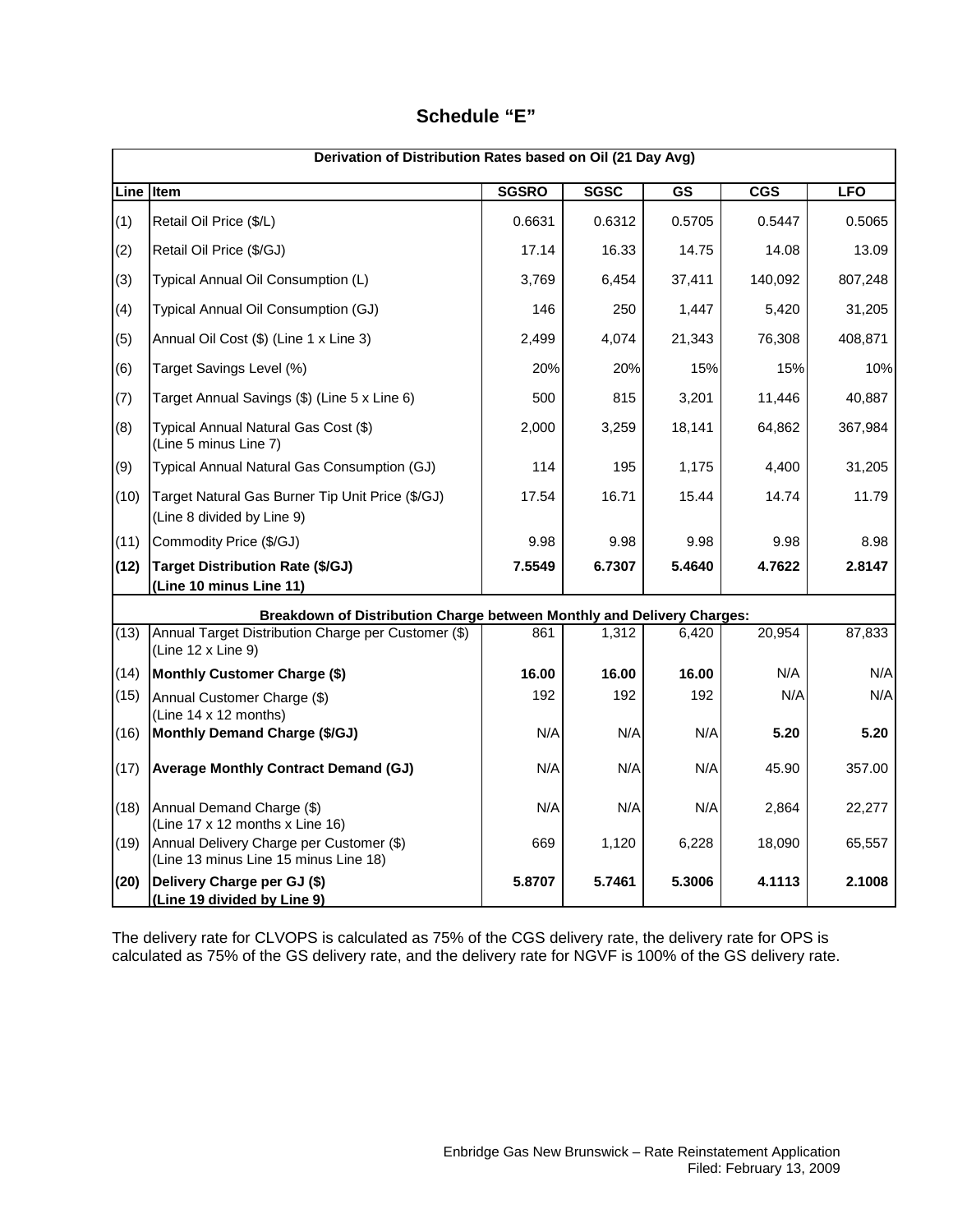# Schedule "E"

| Derivation of Distribution Rates based on Oil (21 Day Avg) | | | | | | |
|---|---|---|---|---|---|---|
| **Line** | **Item** | **SGSRO** | **SGSC** | **GS** | **CGS** | **LFO** |
| (1) | Retail Oil Price ($/L) | 0.6631 | 0.6312 | 0.5705 | 0.5447 | 0.5065 |
| (2) | Retail Oil Price ($/GJ) | 17.14 | 16.33 | 14.75 | 14.08 | 13.09 |
| (3) | Typical Annual Oil Consumption (L) | 3,769 | 6,454 | 37,411 | 140,092 | 807,248 |
| (4) | Typical Annual Oil Consumption (GJ) | 146 | 250 | 1,447 | 5,420 | 31,205 |
| (5) | Annual Oil Cost ($) (Line 1 x Line 3) | 2,499 | 4,074 | 21,343 | 76,308 | 408,871 |
| (6) | Target Savings Level (%) | 20% | 20% | 15% | 15% | 10% |
| (7) | Target Annual Savings ($) (Line 5 x Line 6) | 500 | 815 | 3,201 | 11,446 | 40,887 |
| (8) | Typical Annual Natural Gas Cost ($) (Line 5 minus Line 7) | 2,000 | 3,259 | 18,141 | 64,862 | 367,984 |
| (9) | Typical Annual Natural Gas Consumption (GJ) | 114 | 195 | 1,175 | 4,400 | 31,205 |
| (10) | Target Natural Gas Burner Tip Unit Price ($/GJ) (Line 8 divided by Line 9) | 17.54 | 16.71 | 15.44 | 14.74 | 11.79 |
| (11) | Commodity Price ($/GJ) | 9.98 | 9.98 | 9.98 | 9.98 | 8.98 |
| **(12)** | **Target Distribution Rate ($/GJ) (Line 10 minus Line 11)** | **7.5549** | **6.7307** | **5.4640** | **4.7622** | **2.8147** |
| | **Breakdown of Distribution Charge between Monthly and Delivery Charges:** | | | | | |
| (13) | Annual Target Distribution Charge per Customer ($) (Line 12 x Line 9) | 861 | 1,312 | 6,420 | 20,954 | 87,833 |
| (14) | **Monthly Customer Charge ($)** | **16.00** | **16.00** | **16.00** | N/A | N/A |
| (15) | Annual Customer Charge ($) (Line 14 x 12 months) | 192 | 192 | 192 | N/A | N/A |
| (16) | **Monthly Demand Charge ($/GJ)** | N/A | N/A | N/A | **5.20** | **5.20** |
| (17) | **Average Monthly Contract Demand (GJ)** | N/A | N/A | N/A | 45.90 | 357.00 |
| (18) | Annual Demand Charge ($) (Line 17 x 12 months x Line 16) | N/A | N/A | N/A | 2,864 | 22,277 |
| (19) | Annual Delivery Charge per Customer ($) (Line 13 minus Line 15 minus Line 18) | 669 | 1,120 | 6,228 | 18,090 | 65,557 |
| **(20)** | **Delivery Charge per GJ ($) (Line 19 divided by Line 9)** | **5.8707** | **5.7461** | **5.3006** | **4.1113** | **2.1008** |

The delivery rate for CLVOPS is calculated as 75% of the CGS delivery rate, the delivery rate for OPS is calculated as 75% of the GS delivery rate, and the delivery rate for NGVF is 100% of the GS delivery rate.

Enbridge Gas New Brunswick – Rate Reinstatement Application
Filed: February 13, 2009